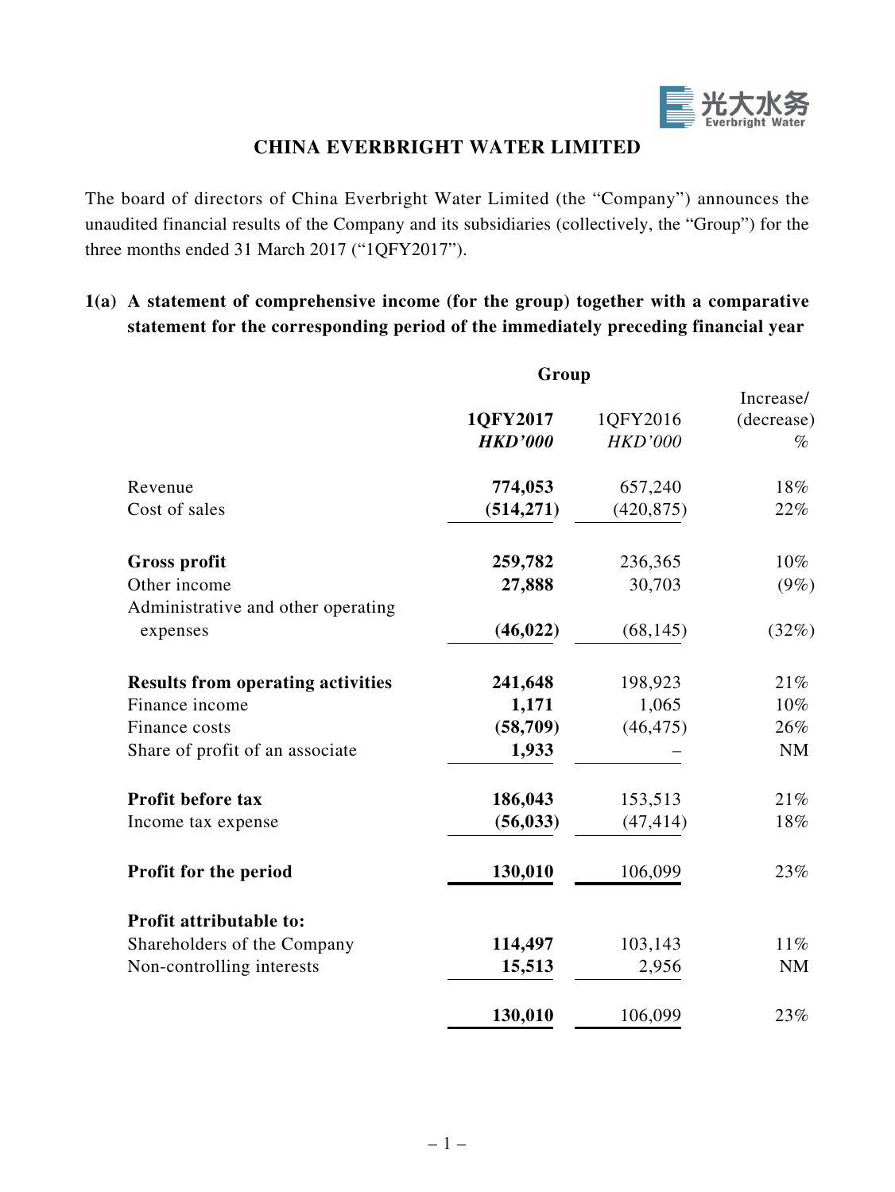# CHINA EVERBRIGHT WATER LIMITED

The board of directors of China Everbright Water Limited (the "Company") announces the unaudited financial results of the Company and its subsidiaries (collectively, the "Group") for the three months ended 31 March 2017 ("1QFY2017").

## 1(a) A statement of comprehensive income (for the group) together with a comparative statement for the corresponding period of the immediately preceding financial year

| | Group | | |
|---|---|---|---|
| | **1QFY2017** | 1QFY2016 | Increase/ (decrease) |
| | ***HKD'000*** | *HKD'000* | % |
| Revenue | **774,053** | 657,240 | 18% |
| Cost of sales | **(514,271)** | (420,875) | 22% |
| **Gross profit** | **259,782** | 236,365 | 10% |
| Other income | **27,888** | 30,703 | (9%) |
| Administrative and other operating expenses | **(46,022)** | (68,145) | (32%) |
| **Results from operating activities** | **241,648** | 198,923 | 21% |
| Finance income | **1,171** | 1,065 | 10% |
| Finance costs | **(58,709)** | (46,475) | 26% |
| Share of profit of an associate | **1,933** | – | NM |
| **Profit before tax** | **186,043** | 153,513 | 21% |
| Income tax expense | **(56,033)** | (47,414) | 18% |
| **Profit for the period** | **130,010** | 106,099 | 23% |
| **Profit attributable to:** | | | |
| Shareholders of the Company | **114,497** | 103,143 | 11% |
| Non-controlling interests | **15,513** | 2,956 | NM |
| | **130,010** | 106,099 | 23% |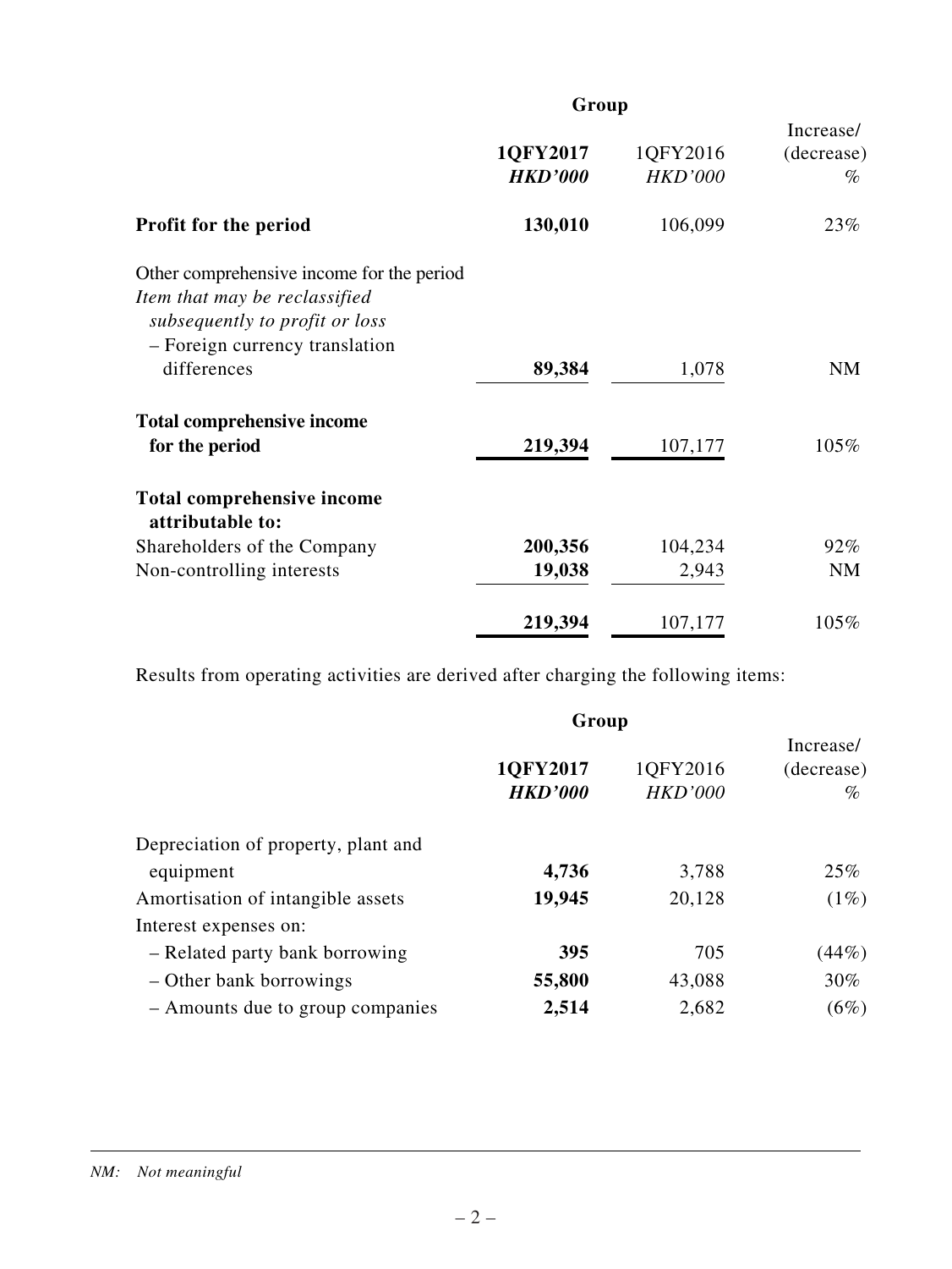| | Group | | |
|---|---|---|---|
| | **1QFY2017** | 1QFY2016 | Increase/ (decrease) |
| | ***HKD'000*** | *HKD'000* | *%* |
| **Profit for the period** | **130,010** | 106,099 | 23% |
| Other comprehensive income for the period | | | |
| *Item that may be reclassified subsequently to profit or loss* | | | |
| – Foreign currency translation differences | **89,384** | 1,078 | NM |
| **Total comprehensive income for the period** | **219,394** | 107,177 | 105% |
| **Total comprehensive income attributable to:** | | | |
| Shareholders of the Company | **200,356** | 104,234 | 92% |
| Non-controlling interests | **19,038** | 2,943 | NM |
| | **219,394** | 107,177 | 105% |

Results from operating activities are derived after charging the following items:

| | Group | | |
|---|---|---|---|
| | **1QFY2017** | 1QFY2016 | Increase/ (decrease) |
| | ***HKD'000*** | *HKD'000* | *%* |
| Depreciation of property, plant and equipment | **4,736** | 3,788 | 25% |
| Amortisation of intangible assets | **19,945** | 20,128 | (1%) |
| Interest expenses on: | | | |
| – Related party bank borrowing | **395** | 705 | (44%) |
| – Other bank borrowings | **55,800** | 43,088 | 30% |
| – Amounts due to group companies | **2,514** | 2,682 | (6%) |

*NM: Not meaningful*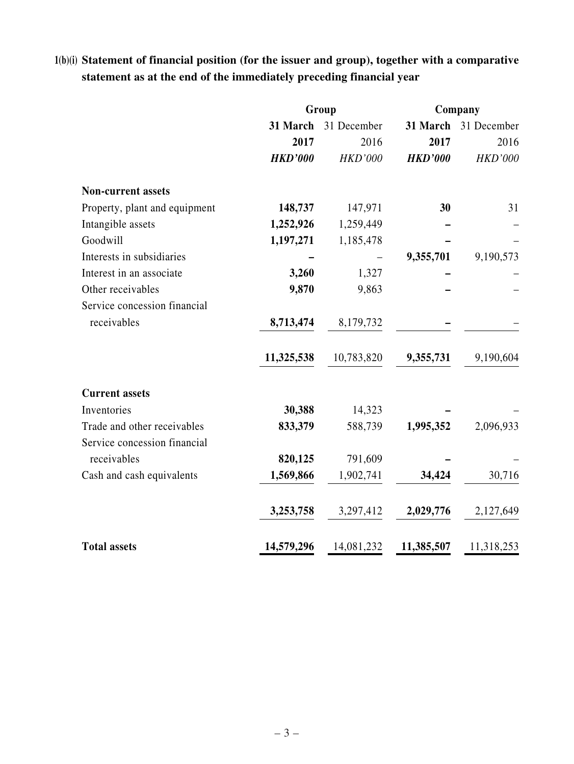### 1(b)(i) Statement of financial position (for the issuer and group), together with a comparative statement as at the end of the immediately preceding financial year

| | Group | | Company | |
|---|---|---|---|---|
| | **31 March 2017** | 31 December 2016 | **31 March 2017** | 31 December 2016 |
| | ***HKD'000*** | *HKD'000* | ***HKD'000*** | *HKD'000* |
| **Non-current assets** | | | | |
| Property, plant and equipment | **148,737** | 147,971 | **30** | 31 |
| Intangible assets | **1,252,926** | 1,259,449 | **–** | – |
| Goodwill | **1,197,271** | 1,185,478 | **–** | – |
| Interests in subsidiaries | **–** | – | **9,355,701** | 9,190,573 |
| Interest in an associate | **3,260** | 1,327 | **–** | – |
| Other receivables | **9,870** | 9,863 | **–** | – |
| Service concession financial receivables | **8,713,474** | 8,179,732 | **–** | – |
| | **11,325,538** | 10,783,820 | **9,355,731** | 9,190,604 |
| **Current assets** | | | | |
| Inventories | **30,388** | 14,323 | **–** | – |
| Trade and other receivables | **833,379** | 588,739 | **1,995,352** | 2,096,933 |
| Service concession financial receivables | **820,125** | 791,609 | **–** | – |
| Cash and cash equivalents | **1,569,866** | 1,902,741 | **34,424** | 30,716 |
| | **3,253,758** | 3,297,412 | **2,029,776** | 2,127,649 |
| **Total assets** | **14,579,296** | 14,081,232 | **11,385,507** | 11,318,253 |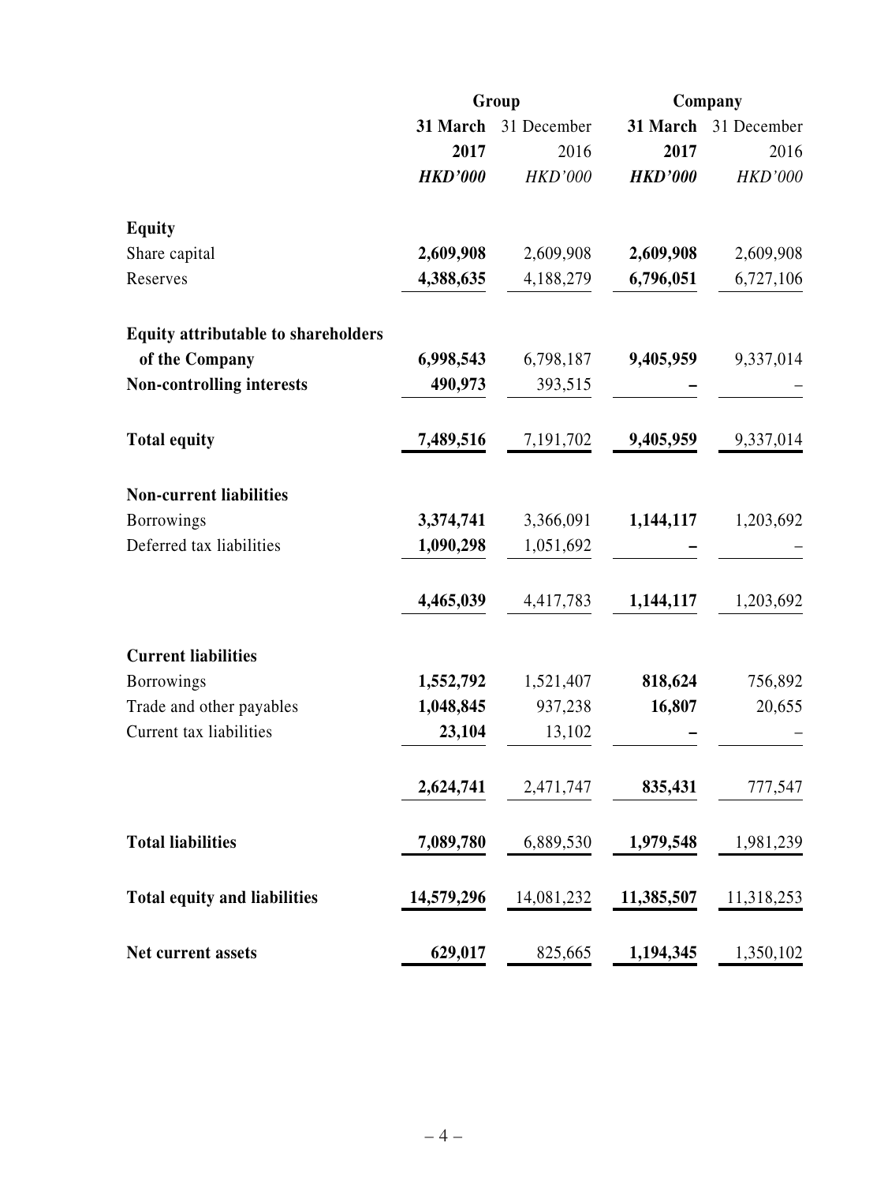| | Group | | Company | |
|---|---|---|---|---|
| | **31 March 2017** | 31 December 2016 | **31 March 2017** | 31 December 2016 |
| | ***HKD'000*** | *HKD'000* | ***HKD'000*** | *HKD'000* |
| **Equity** | | | | |
| Share capital | **2,609,908** | 2,609,908 | **2,609,908** | 2,609,908 |
| Reserves | **4,388,635** | 4,188,279 | **6,796,051** | 6,727,106 |
| **Equity attributable to shareholders of the Company** | **6,998,543** | 6,798,187 | **9,405,959** | 9,337,014 |
| **Non-controlling interests** | **490,973** | 393,515 | **–** | – |
| **Total equity** | **7,489,516** | 7,191,702 | **9,405,959** | 9,337,014 |
| **Non-current liabilities** | | | | |
| Borrowings | **3,374,741** | 3,366,091 | **1,144,117** | 1,203,692 |
| Deferred tax liabilities | **1,090,298** | 1,051,692 | **–** | – |
| | **4,465,039** | 4,417,783 | **1,144,117** | 1,203,692 |
| **Current liabilities** | | | | |
| Borrowings | **1,552,792** | 1,521,407 | **818,624** | 756,892 |
| Trade and other payables | **1,048,845** | 937,238 | **16,807** | 20,655 |
| Current tax liabilities | **23,104** | 13,102 | **–** | – |
| | **2,624,741** | 2,471,747 | **835,431** | 777,547 |
| **Total liabilities** | **7,089,780** | 6,889,530 | **1,979,548** | 1,981,239 |
| **Total equity and liabilities** | **14,579,296** | 14,081,232 | **11,385,507** | 11,318,253 |
| **Net current assets** | **629,017** | 825,665 | **1,194,345** | 1,350,102 |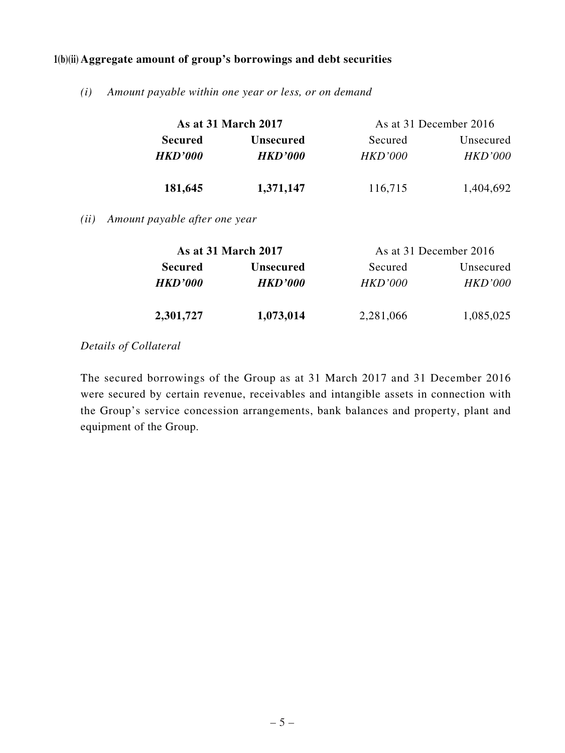### 1(b)(ii) Aggregate amount of group's borrowings and debt securities

*(i) Amount payable within one year or less, or on demand*

| As at 31 March 2017 | | As at 31 December 2016 | |
|---|---|---|---|
| **Secured** | **Unsecured** | Secured | Unsecured |
| ***HKD'000*** | ***HKD'000*** | *HKD'000* | *HKD'000* |
| **181,645** | **1,371,147** | 116,715 | 1,404,692 |

*(ii) Amount payable after one year*

| As at 31 March 2017 | | As at 31 December 2016 | |
|---|---|---|---|
| **Secured** | **Unsecured** | Secured | Unsecured |
| ***HKD'000*** | ***HKD'000*** | *HKD'000* | *HKD'000* |
| **2,301,727** | **1,073,014** | 2,281,066 | 1,085,025 |

*Details of Collateral*

The secured borrowings of the Group as at 31 March 2017 and 31 December 2016 were secured by certain revenue, receivables and intangible assets in connection with the Group's service concession arrangements, bank balances and property, plant and equipment of the Group.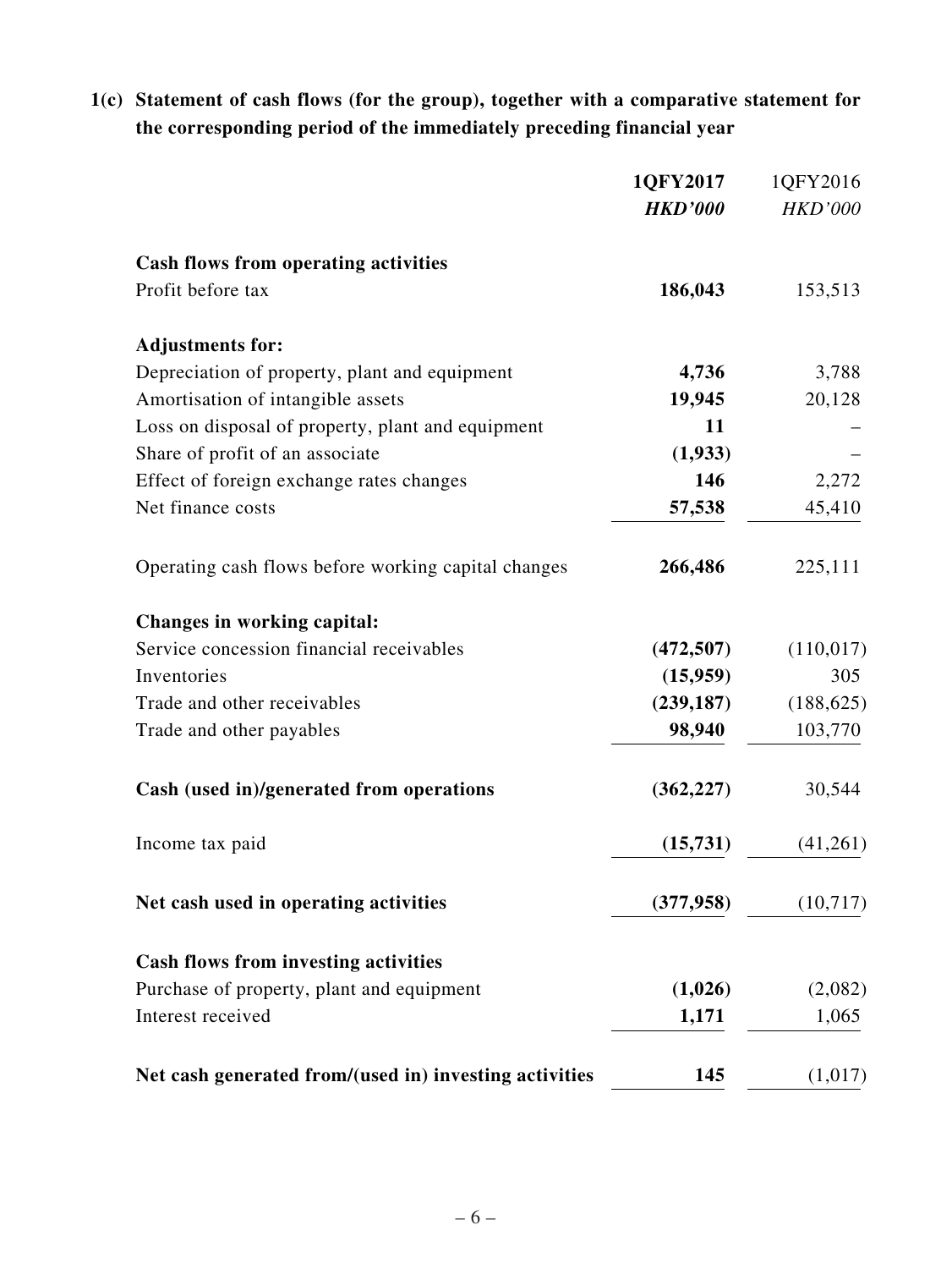**1(c) Statement of cash flows (for the group), together with a comparative statement for the corresponding period of the immediately preceding financial year**

| | **1QFY2017** | 1QFY2016 |
|---|---|---|
| | ***HKD'000*** | *HKD'000* |
| **Cash flows from operating activities** | | |
| Profit before tax | **186,043** | 153,513 |
| **Adjustments for:** | | |
| Depreciation of property, plant and equipment | **4,736** | 3,788 |
| Amortisation of intangible assets | **19,945** | 20,128 |
| Loss on disposal of property, plant and equipment | **11** | – |
| Share of profit of an associate | **(1,933)** | – |
| Effect of foreign exchange rates changes | **146** | 2,272 |
| Net finance costs | **57,538** | 45,410 |
| Operating cash flows before working capital changes | **266,486** | 225,111 |
| **Changes in working capital:** | | |
| Service concession financial receivables | **(472,507)** | (110,017) |
| Inventories | **(15,959)** | 305 |
| Trade and other receivables | **(239,187)** | (188,625) |
| Trade and other payables | **98,940** | 103,770 |
| **Cash (used in)/generated from operations** | **(362,227)** | 30,544 |
| Income tax paid | **(15,731)** | (41,261) |
| **Net cash used in operating activities** | **(377,958)** | (10,717) |
| **Cash flows from investing activities** | | |
| Purchase of property, plant and equipment | **(1,026)** | (2,082) |
| Interest received | **1,171** | 1,065 |
| **Net cash generated from/(used in) investing activities** | **145** | (1,017) |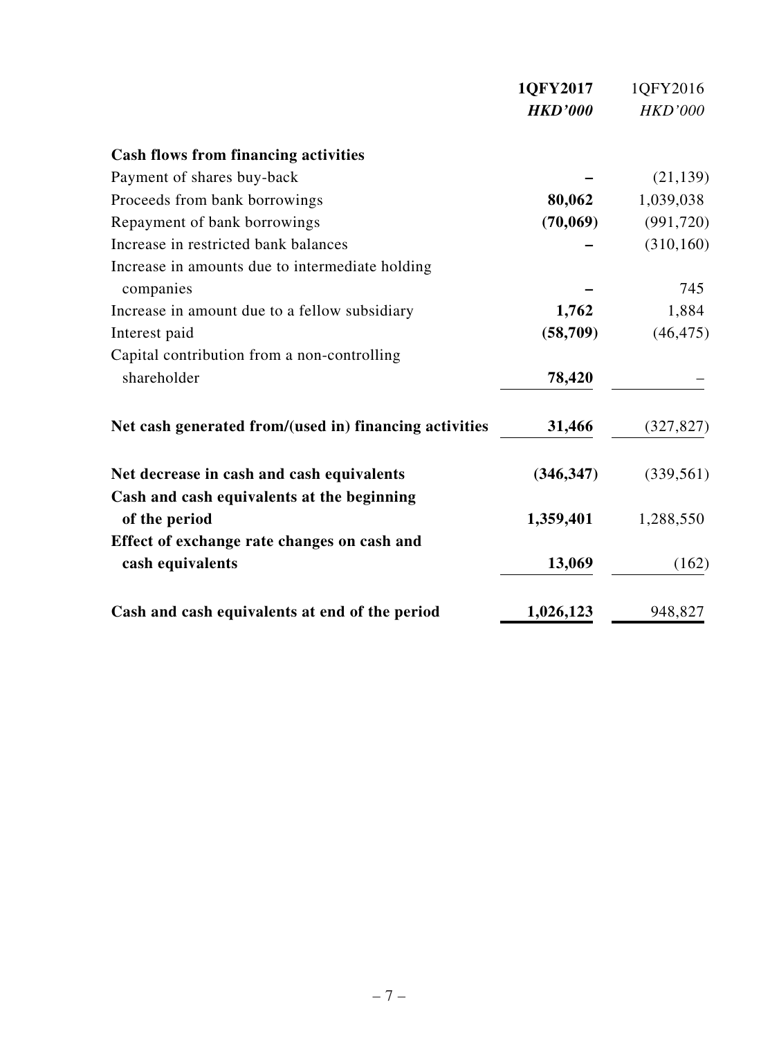| | **1QFY2017** | 1QFY2016 |
|---|---|---|
| | ***HKD'000*** | *HKD'000* |
| **Cash flows from financing activities** | | |
| Payment of shares buy-back | **–** | (21,139) |
| Proceeds from bank borrowings | **80,062** | 1,039,038 |
| Repayment of bank borrowings | **(70,069)** | (991,720) |
| Increase in restricted bank balances | **–** | (310,160) |
| Increase in amounts due to intermediate holding companies | **–** | 745 |
| Increase in amount due to a fellow subsidiary | **1,762** | 1,884 |
| Interest paid | **(58,709)** | (46,475) |
| Capital contribution from a non-controlling shareholder | **78,420** | – |
| **Net cash generated from/(used in) financing activities** | **31,466** | (327,827) |
| **Net decrease in cash and cash equivalents** | **(346,347)** | (339,561) |
| **Cash and cash equivalents at the beginning of the period** | **1,359,401** | 1,288,550 |
| **Effect of exchange rate changes on cash and cash equivalents** | **13,069** | (162) |
| **Cash and cash equivalents at end of the period** | **1,026,123** | 948,827 |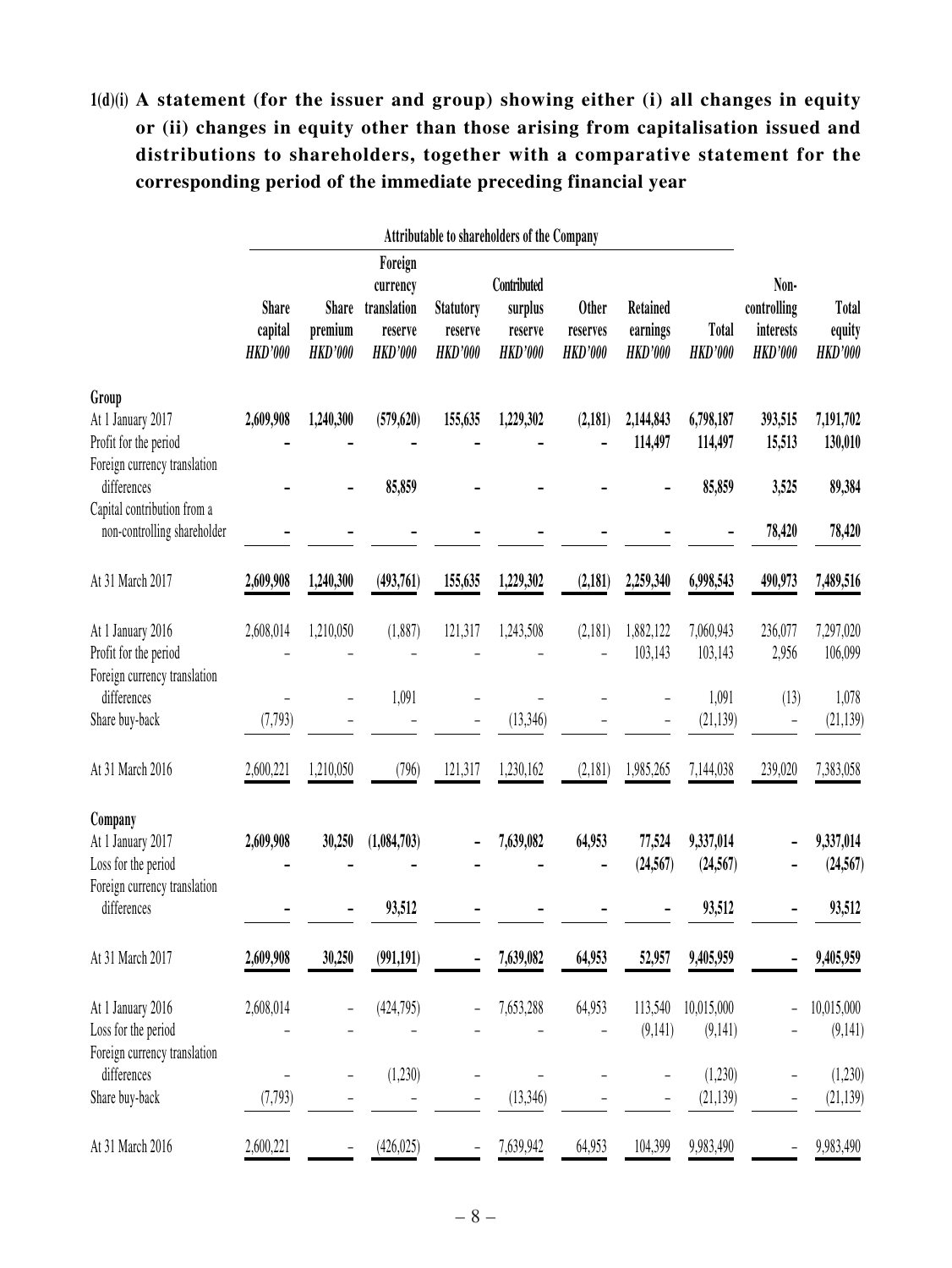**1(d)(i) A statement (for the issuer and group) showing either (i) all changes in equity or (ii) changes in equity other than those arising from capitalisation issued and distributions to shareholders, together with a comparative statement for the corresponding period of the immediate preceding financial year**

| | Attributable to shareholders of the Company | | | | | | | | | |
|---|---|---|---|---|---|---|---|---|---|---|
| | Share capital *HKD'000* | Share premium *HKD'000* | Foreign currency translation reserve *HKD'000* | Statutory reserve *HKD'000* | Contributed surplus reserve *HKD'000* | Other reserves *HKD'000* | Retained earnings *HKD'000* | Total *HKD'000* | Non-controlling interests *HKD'000* | Total equity *HKD'000* |
| **Group** | | | | | | | | | | |
| At 1 January 2017 | **2,609,908** | **1,240,300** | **(579,620)** | **155,635** | **1,229,302** | **(2,181)** | **2,144,843** | **6,798,187** | **393,515** | **7,191,702** |
| Profit for the period | **–** | **–** | **–** | **–** | **–** | **–** | **114,497** | **114,497** | **15,513** | **130,010** |
| Foreign currency translation differences | **–** | **–** | **85,859** | **–** | **–** | **–** | **–** | **85,859** | **3,525** | **89,384** |
| Capital contribution from a non-controlling shareholder | **–** | **–** | **–** | **–** | **–** | **–** | **–** | **–** | **78,420** | **78,420** |
| At 31 March 2017 | **2,609,908** | **1,240,300** | **(493,761)** | **155,635** | **1,229,302** | **(2,181)** | **2,259,340** | **6,998,543** | **490,973** | **7,489,516** |
| At 1 January 2016 | 2,608,014 | 1,210,050 | (1,887) | 121,317 | 1,243,508 | (2,181) | 1,882,122 | 7,060,943 | 236,077 | 7,297,020 |
| Profit for the period | – | – | – | – | – | – | 103,143 | 103,143 | 2,956 | 106,099 |
| Foreign currency translation differences | – | – | 1,091 | – | – | – | – | 1,091 | (13) | 1,078 |
| Share buy-back | (7,793) | – | – | – | (13,346) | – | – | (21,139) | – | (21,139) |
| At 31 March 2016 | 2,600,221 | 1,210,050 | (796) | 121,317 | 1,230,162 | (2,181) | 1,985,265 | 7,144,038 | 239,020 | 7,383,058 |
| **Company** | | | | | | | | | | |
| At 1 January 2017 | **2,609,908** | **30,250** | **(1,084,703)** | **–** | **7,639,082** | **64,953** | **77,524** | **9,337,014** | **–** | **9,337,014** |
| Loss for the period | **–** | **–** | **–** | **–** | **–** | **–** | **(24,567)** | **(24,567)** | **–** | **(24,567)** |
| Foreign currency translation differences | **–** | **–** | **93,512** | **–** | **–** | **–** | **–** | **93,512** | **–** | **93,512** |
| At 31 March 2017 | **2,609,908** | **30,250** | **(991,191)** | **–** | **7,639,082** | **64,953** | **52,957** | **9,405,959** | **–** | **9,405,959** |
| At 1 January 2016 | 2,608,014 | – | (424,795) | – | 7,653,288 | 64,953 | 113,540 | 10,015,000 | – | 10,015,000 |
| Loss for the period | – | – | – | – | – | – | (9,141) | (9,141) | – | (9,141) |
| Foreign currency translation differences | – | – | (1,230) | – | – | – | – | (1,230) | – | (1,230) |
| Share buy-back | (7,793) | – | – | – | (13,346) | – | – | (21,139) | – | (21,139) |
| At 31 March 2016 | 2,600,221 | – | (426,025) | – | 7,639,942 | 64,953 | 104,399 | 9,983,490 | – | 9,983,490 |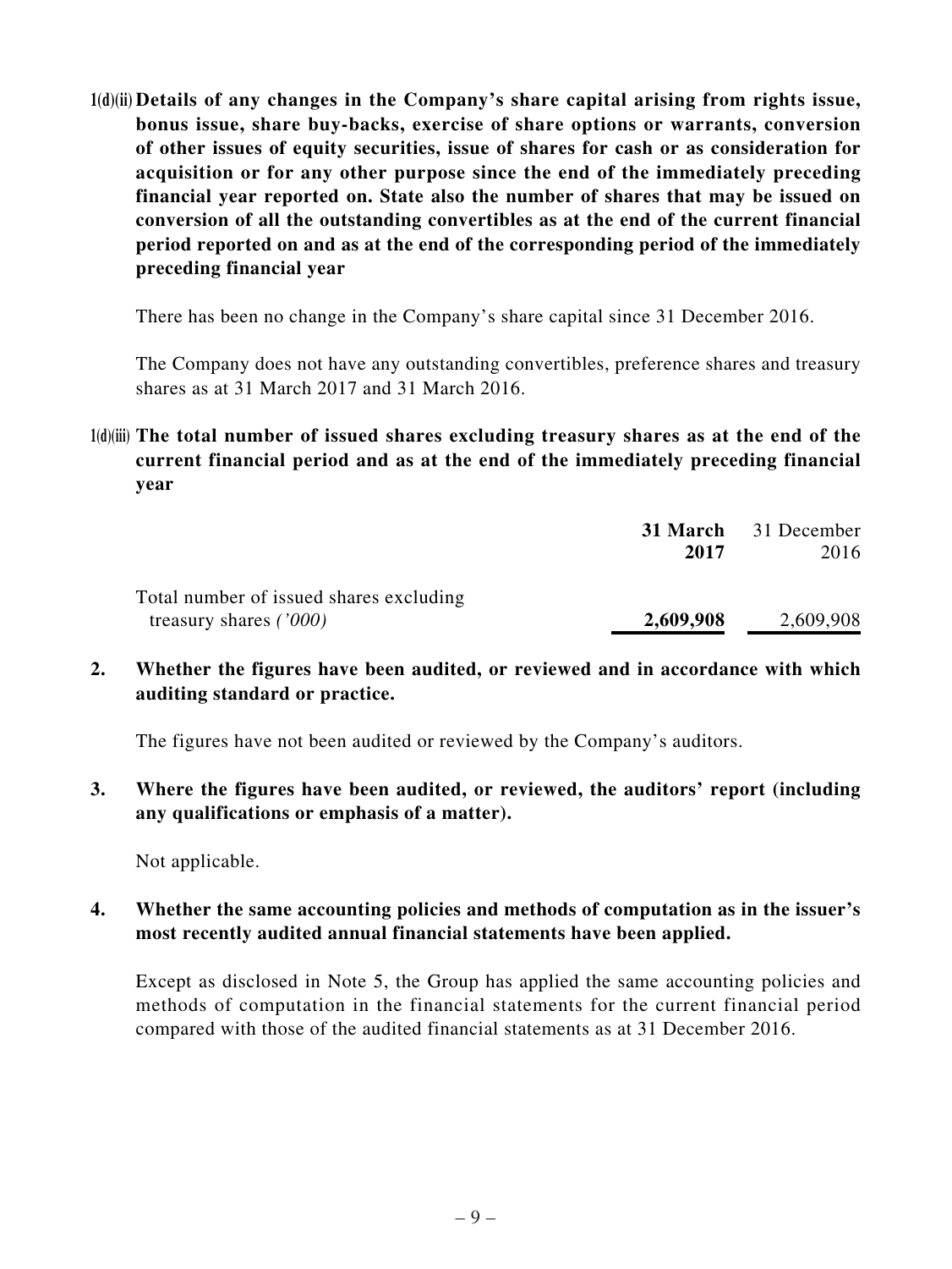**1(d)(ii) Details of any changes in the Company's share capital arising from rights issue, bonus issue, share buy-backs, exercise of share options or warrants, conversion of other issues of equity securities, issue of shares for cash or as consideration for acquisition or for any other purpose since the end of the immediately preceding financial year reported on. State also the number of shares that may be issued on conversion of all the outstanding convertibles as at the end of the current financial period reported on and as at the end of the corresponding period of the immediately preceding financial year**

There has been no change in the Company's share capital since 31 December 2016.

The Company does not have any outstanding convertibles, preference shares and treasury shares as at 31 March 2017 and 31 March 2016.

**1(d)(iii) The total number of issued shares excluding treasury shares as at the end of the current financial period and as at the end of the immediately preceding financial year**

| | **31 March 2017** | 31 December 2016 |
|---|---|---|
| Total number of issued shares excluding treasury shares *('000)* | **2,609,908** | 2,609,908 |

**2. Whether the figures have been audited, or reviewed and in accordance with which auditing standard or practice.**

The figures have not been audited or reviewed by the Company's auditors.

**3. Where the figures have been audited, or reviewed, the auditors' report (including any qualifications or emphasis of a matter).**

Not applicable.

**4. Whether the same accounting policies and methods of computation as in the issuer's most recently audited annual financial statements have been applied.**

Except as disclosed in Note 5, the Group has applied the same accounting policies and methods of computation in the financial statements for the current financial period compared with those of the audited financial statements as at 31 December 2016.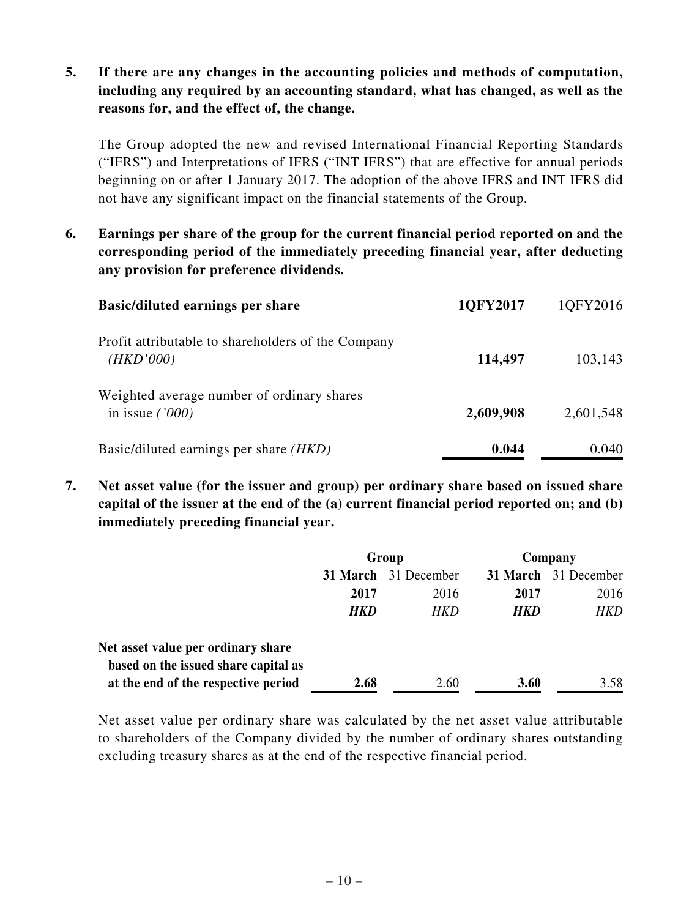**5. If there are any changes in the accounting policies and methods of computation, including any required by an accounting standard, what has changed, as well as the reasons for, and the effect of, the change.**

The Group adopted the new and revised International Financial Reporting Standards ("IFRS") and Interpretations of IFRS ("INT IFRS") that are effective for annual periods beginning on or after 1 January 2017. The adoption of the above IFRS and INT IFRS did not have any significant impact on the financial statements of the Group.

**6. Earnings per share of the group for the current financial period reported on and the corresponding period of the immediately preceding financial year, after deducting any provision for preference dividends.**

| **Basic/diluted earnings per share** | **1QFY2017** | 1QFY2016 |
|---|---|---|
| Profit attributable to shareholders of the Company *(HKD'000)* | **114,497** | 103,143 |
| Weighted average number of ordinary shares in issue *('000)* | **2,609,908** | 2,601,548 |
| Basic/diluted earnings per share *(HKD)* | **0.044** | 0.040 |

**7. Net asset value (for the issuer and group) per ordinary share based on issued share capital of the issuer at the end of the (a) current financial period reported on; and (b) immediately preceding financial year.**

| | **Group** | | **Company** | |
|---|---|---|---|---|
| | **31 March 2017** | 31 December 2016 | **31 March 2017** | 31 December 2016 |
| | ***HKD*** | *HKD* | ***HKD*** | *HKD* |
| **Net asset value per ordinary share based on the issued share capital as at the end of the respective period** | **2.68** | 2.60 | **3.60** | 3.58 |

Net asset value per ordinary share was calculated by the net asset value attributable to shareholders of the Company divided by the number of ordinary shares outstanding excluding treasury shares as at the end of the respective financial period.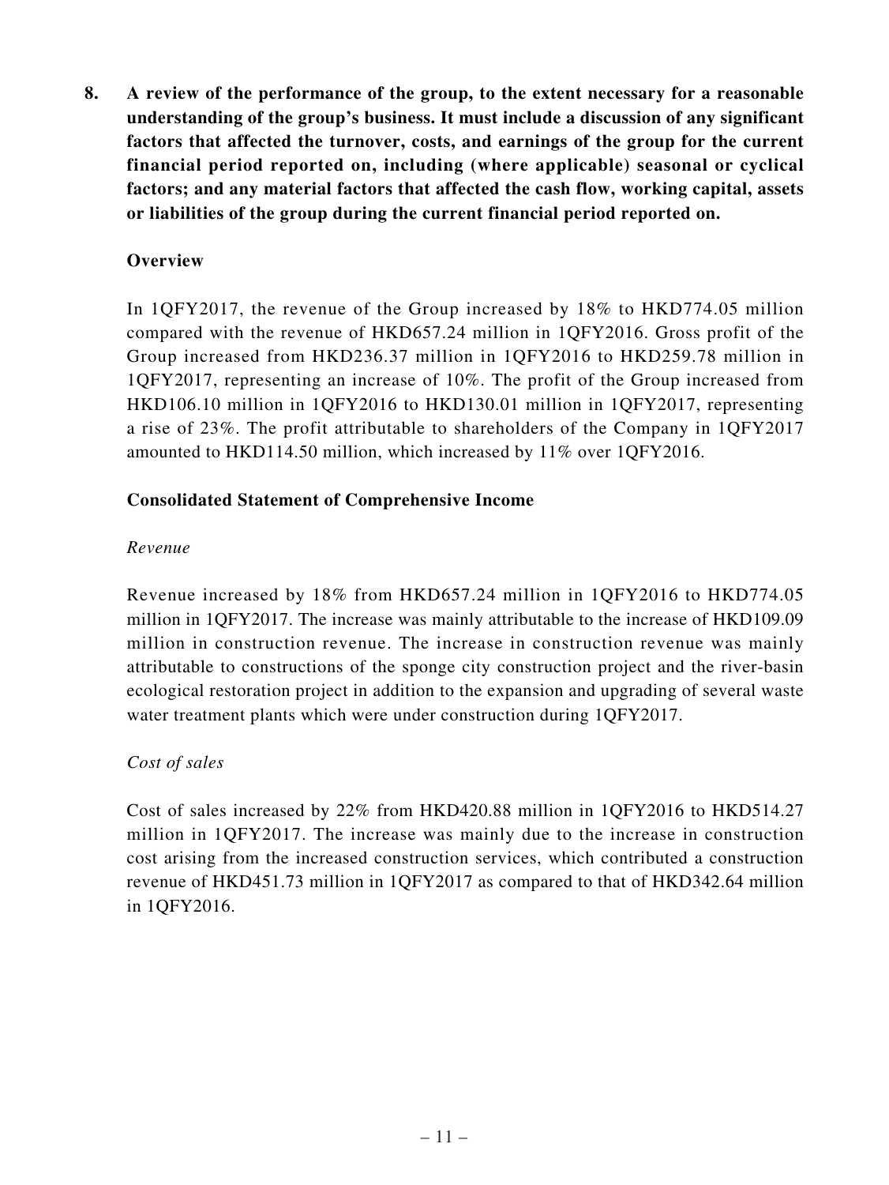**8. A review of the performance of the group, to the extent necessary for a reasonable understanding of the group's business. It must include a discussion of any significant factors that affected the turnover, costs, and earnings of the group for the current financial period reported on, including (where applicable) seasonal or cyclical factors; and any material factors that affected the cash flow, working capital, assets or liabilities of the group during the current financial period reported on.**

**Overview**

In 1QFY2017, the revenue of the Group increased by 18% to HKD774.05 million compared with the revenue of HKD657.24 million in 1QFY2016. Gross profit of the Group increased from HKD236.37 million in 1QFY2016 to HKD259.78 million in 1QFY2017, representing an increase of 10%. The profit of the Group increased from HKD106.10 million in 1QFY2016 to HKD130.01 million in 1QFY2017, representing a rise of 23%. The profit attributable to shareholders of the Company in 1QFY2017 amounted to HKD114.50 million, which increased by 11% over 1QFY2016.

**Consolidated Statement of Comprehensive Income**

*Revenue*

Revenue increased by 18% from HKD657.24 million in 1QFY2016 to HKD774.05 million in 1QFY2017. The increase was mainly attributable to the increase of HKD109.09 million in construction revenue. The increase in construction revenue was mainly attributable to constructions of the sponge city construction project and the river-basin ecological restoration project in addition to the expansion and upgrading of several waste water treatment plants which were under construction during 1QFY2017.

*Cost of sales*

Cost of sales increased by 22% from HKD420.88 million in 1QFY2016 to HKD514.27 million in 1QFY2017. The increase was mainly due to the increase in construction cost arising from the increased construction services, which contributed a construction revenue of HKD451.73 million in 1QFY2017 as compared to that of HKD342.64 million in 1QFY2016.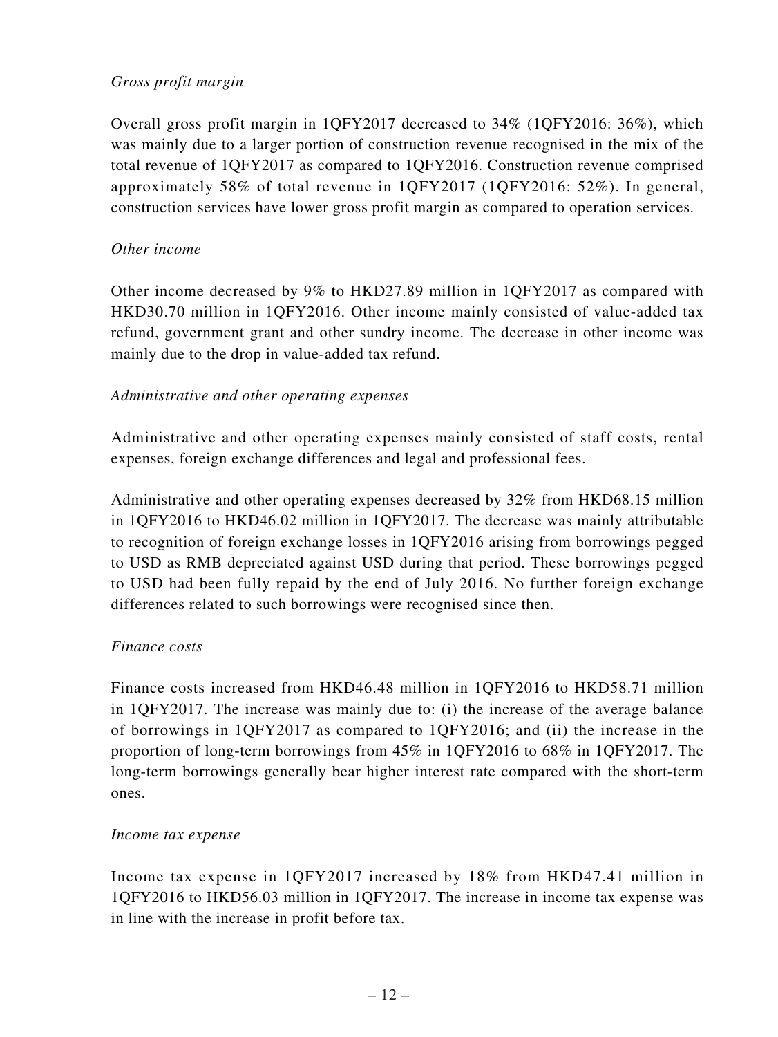*Gross profit margin*

Overall gross profit margin in 1QFY2017 decreased to 34% (1QFY2016: 36%), which was mainly due to a larger portion of construction revenue recognised in the mix of the total revenue of 1QFY2017 as compared to 1QFY2016. Construction revenue comprised approximately 58% of total revenue in 1QFY2017 (1QFY2016: 52%). In general, construction services have lower gross profit margin as compared to operation services.

*Other income*

Other income decreased by 9% to HKD27.89 million in 1QFY2017 as compared with HKD30.70 million in 1QFY2016. Other income mainly consisted of value-added tax refund, government grant and other sundry income. The decrease in other income was mainly due to the drop in value-added tax refund.

*Administrative and other operating expenses*

Administrative and other operating expenses mainly consisted of staff costs, rental expenses, foreign exchange differences and legal and professional fees.

Administrative and other operating expenses decreased by 32% from HKD68.15 million in 1QFY2016 to HKD46.02 million in 1QFY2017. The decrease was mainly attributable to recognition of foreign exchange losses in 1QFY2016 arising from borrowings pegged to USD as RMB depreciated against USD during that period. These borrowings pegged to USD had been fully repaid by the end of July 2016. No further foreign exchange differences related to such borrowings were recognised since then.

*Finance costs*

Finance costs increased from HKD46.48 million in 1QFY2016 to HKD58.71 million in 1QFY2017. The increase was mainly due to: (i) the increase of the average balance of borrowings in 1QFY2017 as compared to 1QFY2016; and (ii) the increase in the proportion of long-term borrowings from 45% in 1QFY2016 to 68% in 1QFY2017. The long-term borrowings generally bear higher interest rate compared with the short-term ones.

*Income tax expense*

Income tax expense in 1QFY2017 increased by 18% from HKD47.41 million in 1QFY2016 to HKD56.03 million in 1QFY2017. The increase in income tax expense was in line with the increase in profit before tax.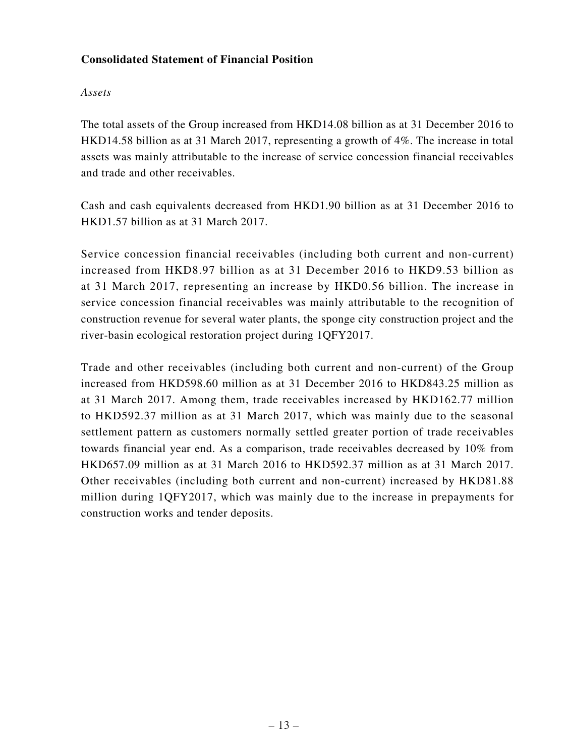**Consolidated Statement of Financial Position**

*Assets*

The total assets of the Group increased from HKD14.08 billion as at 31 December 2016 to HKD14.58 billion as at 31 March 2017, representing a growth of 4%. The increase in total assets was mainly attributable to the increase of service concession financial receivables and trade and other receivables.

Cash and cash equivalents decreased from HKD1.90 billion as at 31 December 2016 to HKD1.57 billion as at 31 March 2017.

Service concession financial receivables (including both current and non-current) increased from HKD8.97 billion as at 31 December 2016 to HKD9.53 billion as at 31 March 2017, representing an increase by HKD0.56 billion. The increase in service concession financial receivables was mainly attributable to the recognition of construction revenue for several water plants, the sponge city construction project and the river-basin ecological restoration project during 1QFY2017.

Trade and other receivables (including both current and non-current) of the Group increased from HKD598.60 million as at 31 December 2016 to HKD843.25 million as at 31 March 2017. Among them, trade receivables increased by HKD162.77 million to HKD592.37 million as at 31 March 2017, which was mainly due to the seasonal settlement pattern as customers normally settled greater portion of trade receivables towards financial year end. As a comparison, trade receivables decreased by 10% from HKD657.09 million as at 31 March 2016 to HKD592.37 million as at 31 March 2017. Other receivables (including both current and non-current) increased by HKD81.88 million during 1QFY2017, which was mainly due to the increase in prepayments for construction works and tender deposits.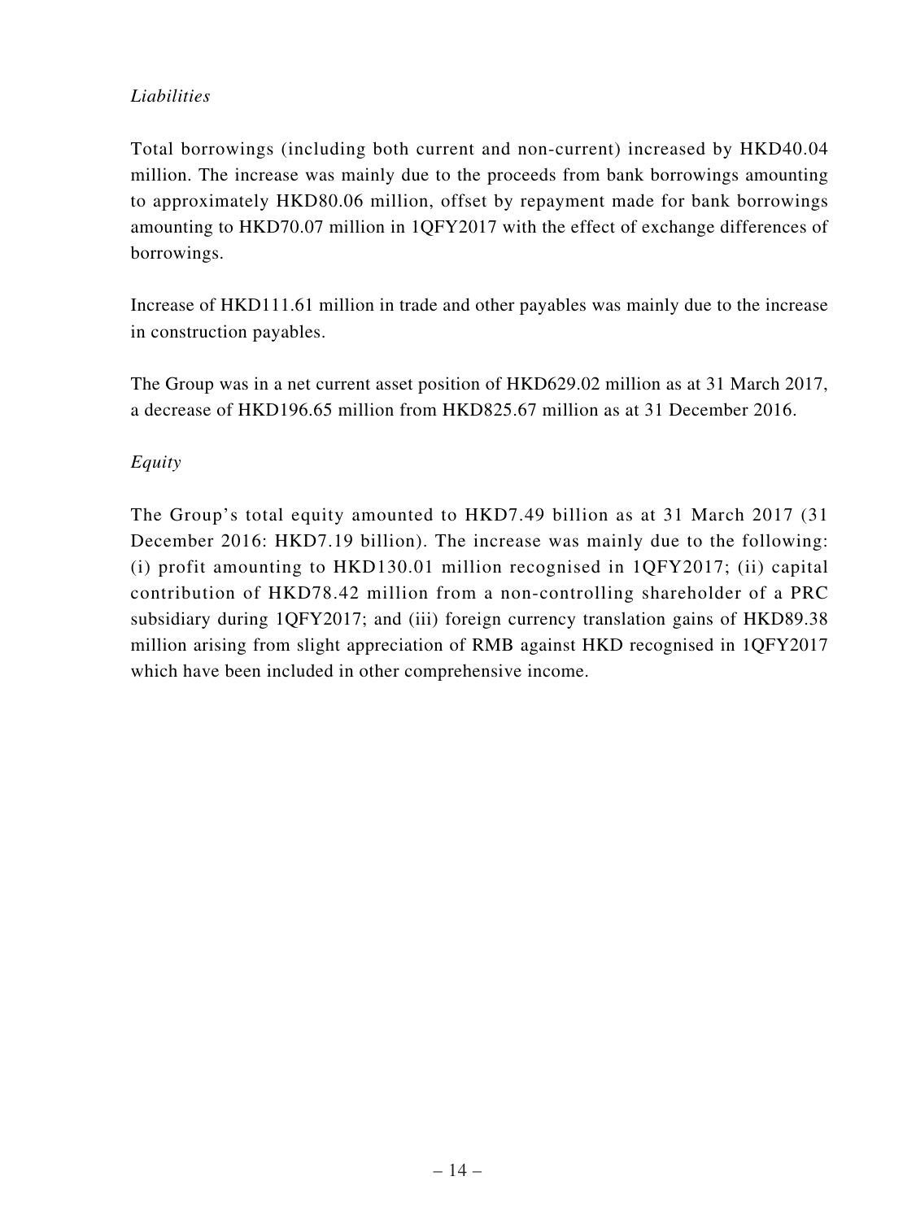*Liabilities*

Total borrowings (including both current and non-current) increased by HKD40.04 million. The increase was mainly due to the proceeds from bank borrowings amounting to approximately HKD80.06 million, offset by repayment made for bank borrowings amounting to HKD70.07 million in 1QFY2017 with the effect of exchange differences of borrowings.

Increase of HKD111.61 million in trade and other payables was mainly due to the increase in construction payables.

The Group was in a net current asset position of HKD629.02 million as at 31 March 2017, a decrease of HKD196.65 million from HKD825.67 million as at 31 December 2016.

*Equity*

The Group's total equity amounted to HKD7.49 billion as at 31 March 2017 (31 December 2016: HKD7.19 billion). The increase was mainly due to the following: (i) profit amounting to HKD130.01 million recognised in 1QFY2017; (ii) capital contribution of HKD78.42 million from a non-controlling shareholder of a PRC subsidiary during 1QFY2017; and (iii) foreign currency translation gains of HKD89.38 million arising from slight appreciation of RMB against HKD recognised in 1QFY2017 which have been included in other comprehensive income.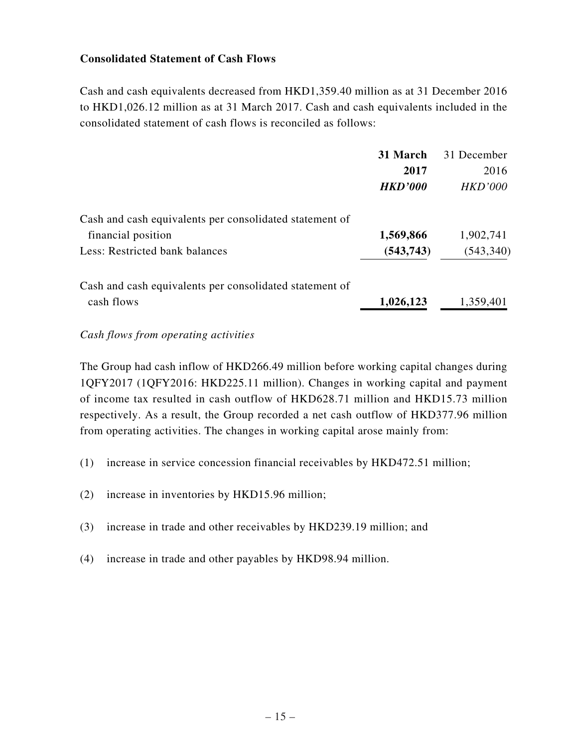**Consolidated Statement of Cash Flows**

Cash and cash equivalents decreased from HKD1,359.40 million as at 31 December 2016 to HKD1,026.12 million as at 31 March 2017. Cash and cash equivalents included in the consolidated statement of cash flows is reconciled as follows:

| | **31 March 2017** | 31 December 2016 |
|---|---|---|
| | ***HKD'000*** | *HKD'000* |
| Cash and cash equivalents per consolidated statement of financial position | **1,569,866** | 1,902,741 |
| Less: Restricted bank balances | **(543,743)** | (543,340) |
| Cash and cash equivalents per consolidated statement of cash flows | **1,026,123** | 1,359,401 |

*Cash flows from operating activities*

The Group had cash inflow of HKD266.49 million before working capital changes during 1QFY2017 (1QFY2016: HKD225.11 million). Changes in working capital and payment of income tax resulted in cash outflow of HKD628.71 million and HKD15.73 million respectively. As a result, the Group recorded a net cash outflow of HKD377.96 million from operating activities. The changes in working capital arose mainly from:

(1) increase in service concession financial receivables by HKD472.51 million;

(2) increase in inventories by HKD15.96 million;

(3) increase in trade and other receivables by HKD239.19 million; and

(4) increase in trade and other payables by HKD98.94 million.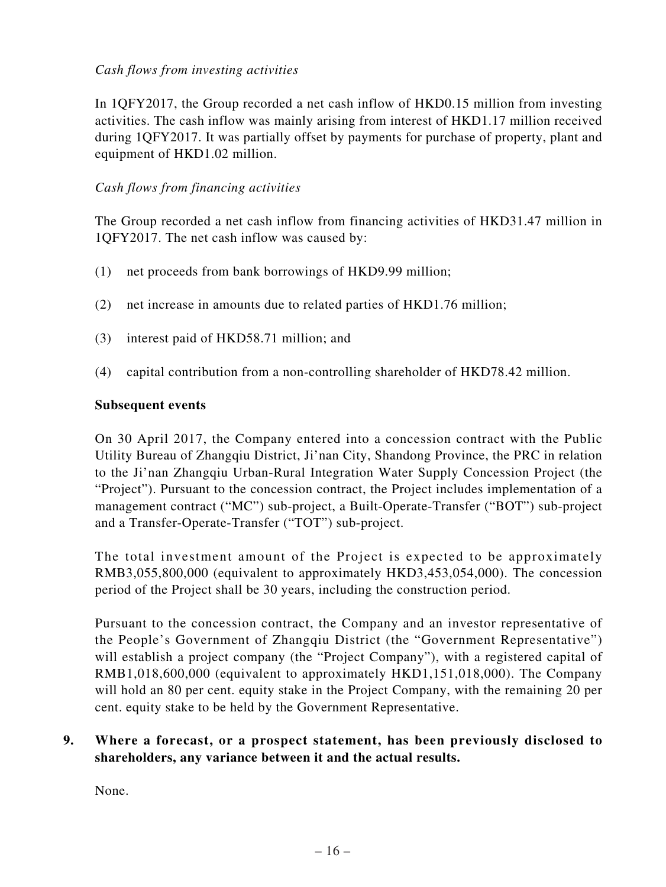*Cash flows from investing activities*

In 1QFY2017, the Group recorded a net cash inflow of HKD0.15 million from investing activities. The cash inflow was mainly arising from interest of HKD1.17 million received during 1QFY2017. It was partially offset by payments for purchase of property, plant and equipment of HKD1.02 million.

*Cash flows from financing activities*

The Group recorded a net cash inflow from financing activities of HKD31.47 million in 1QFY2017. The net cash inflow was caused by:

(1) net proceeds from bank borrowings of HKD9.99 million;

(2) net increase in amounts due to related parties of HKD1.76 million;

(3) interest paid of HKD58.71 million; and

(4) capital contribution from a non-controlling shareholder of HKD78.42 million.

**Subsequent events**

On 30 April 2017, the Company entered into a concession contract with the Public Utility Bureau of Zhangqiu District, Ji'nan City, Shandong Province, the PRC in relation to the Ji'nan Zhangqiu Urban-Rural Integration Water Supply Concession Project (the "Project"). Pursuant to the concession contract, the Project includes implementation of a management contract ("MC") sub-project, a Built-Operate-Transfer ("BOT") sub-project and a Transfer-Operate-Transfer ("TOT") sub-project.

The total investment amount of the Project is expected to be approximately RMB3,055,800,000 (equivalent to approximately HKD3,453,054,000). The concession period of the Project shall be 30 years, including the construction period.

Pursuant to the concession contract, the Company and an investor representative of the People's Government of Zhangqiu District (the "Government Representative") will establish a project company (the "Project Company"), with a registered capital of RMB1,018,600,000 (equivalent to approximately HKD1,151,018,000). The Company will hold an 80 per cent. equity stake in the Project Company, with the remaining 20 per cent. equity stake to be held by the Government Representative.

**9. Where a forecast, or a prospect statement, has been previously disclosed to shareholders, any variance between it and the actual results.**

None.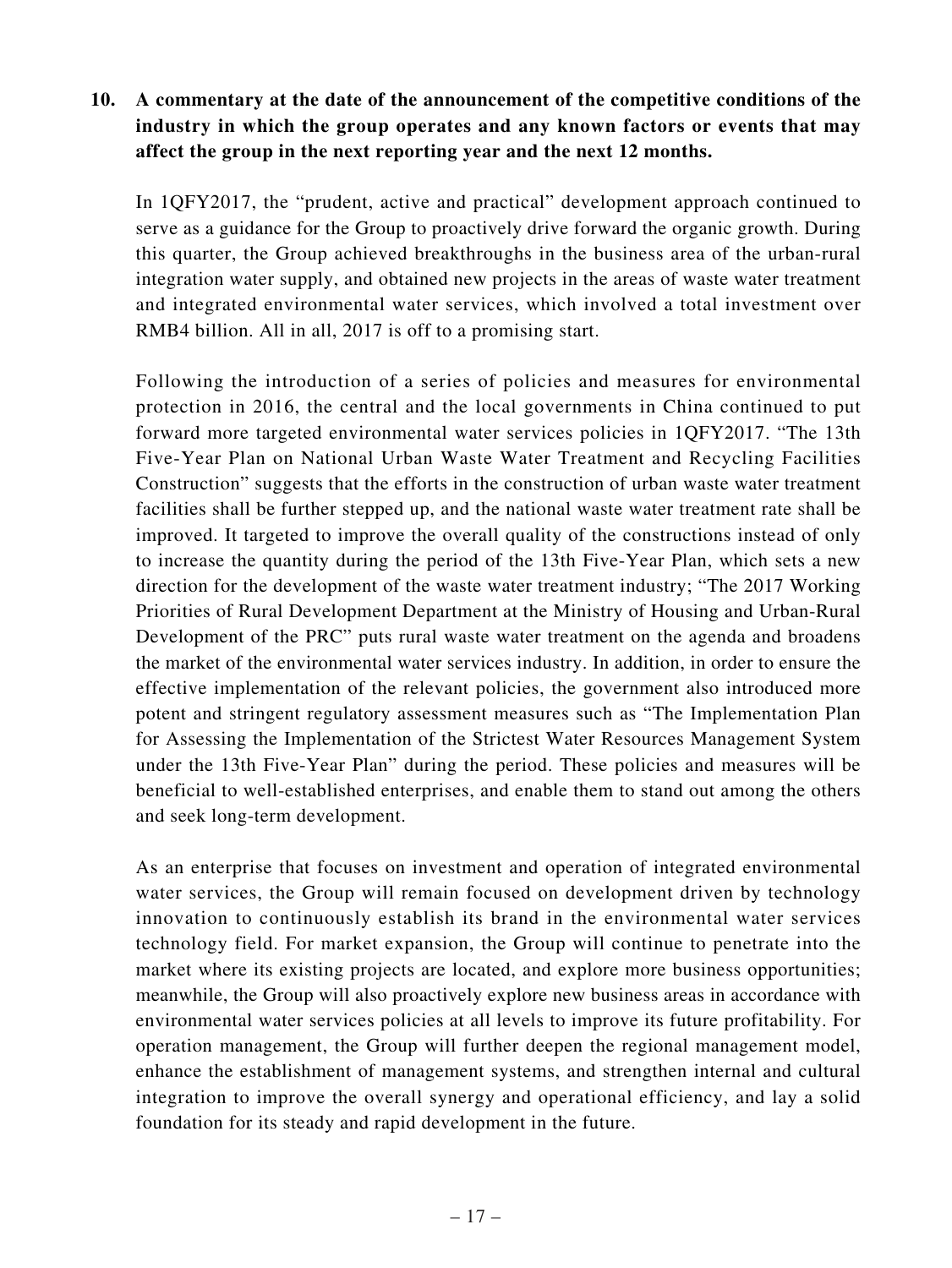**10. A commentary at the date of the announcement of the competitive conditions of the industry in which the group operates and any known factors or events that may affect the group in the next reporting year and the next 12 months.**

In 1QFY2017, the "prudent, active and practical" development approach continued to serve as a guidance for the Group to proactively drive forward the organic growth. During this quarter, the Group achieved breakthroughs in the business area of the urban-rural integration water supply, and obtained new projects in the areas of waste water treatment and integrated environmental water services, which involved a total investment over RMB4 billion. All in all, 2017 is off to a promising start.

Following the introduction of a series of policies and measures for environmental protection in 2016, the central and the local governments in China continued to put forward more targeted environmental water services policies in 1QFY2017. "The 13th Five-Year Plan on National Urban Waste Water Treatment and Recycling Facilities Construction" suggests that the efforts in the construction of urban waste water treatment facilities shall be further stepped up, and the national waste water treatment rate shall be improved. It targeted to improve the overall quality of the constructions instead of only to increase the quantity during the period of the 13th Five-Year Plan, which sets a new direction for the development of the waste water treatment industry; "The 2017 Working Priorities of Rural Development Department at the Ministry of Housing and Urban-Rural Development of the PRC" puts rural waste water treatment on the agenda and broadens the market of the environmental water services industry. In addition, in order to ensure the effective implementation of the relevant policies, the government also introduced more potent and stringent regulatory assessment measures such as "The Implementation Plan for Assessing the Implementation of the Strictest Water Resources Management System under the 13th Five-Year Plan" during the period. These policies and measures will be beneficial to well-established enterprises, and enable them to stand out among the others and seek long-term development.

As an enterprise that focuses on investment and operation of integrated environmental water services, the Group will remain focused on development driven by technology innovation to continuously establish its brand in the environmental water services technology field. For market expansion, the Group will continue to penetrate into the market where its existing projects are located, and explore more business opportunities; meanwhile, the Group will also proactively explore new business areas in accordance with environmental water services policies at all levels to improve its future profitability. For operation management, the Group will further deepen the regional management model, enhance the establishment of management systems, and strengthen internal and cultural integration to improve the overall synergy and operational efficiency, and lay a solid foundation for its steady and rapid development in the future.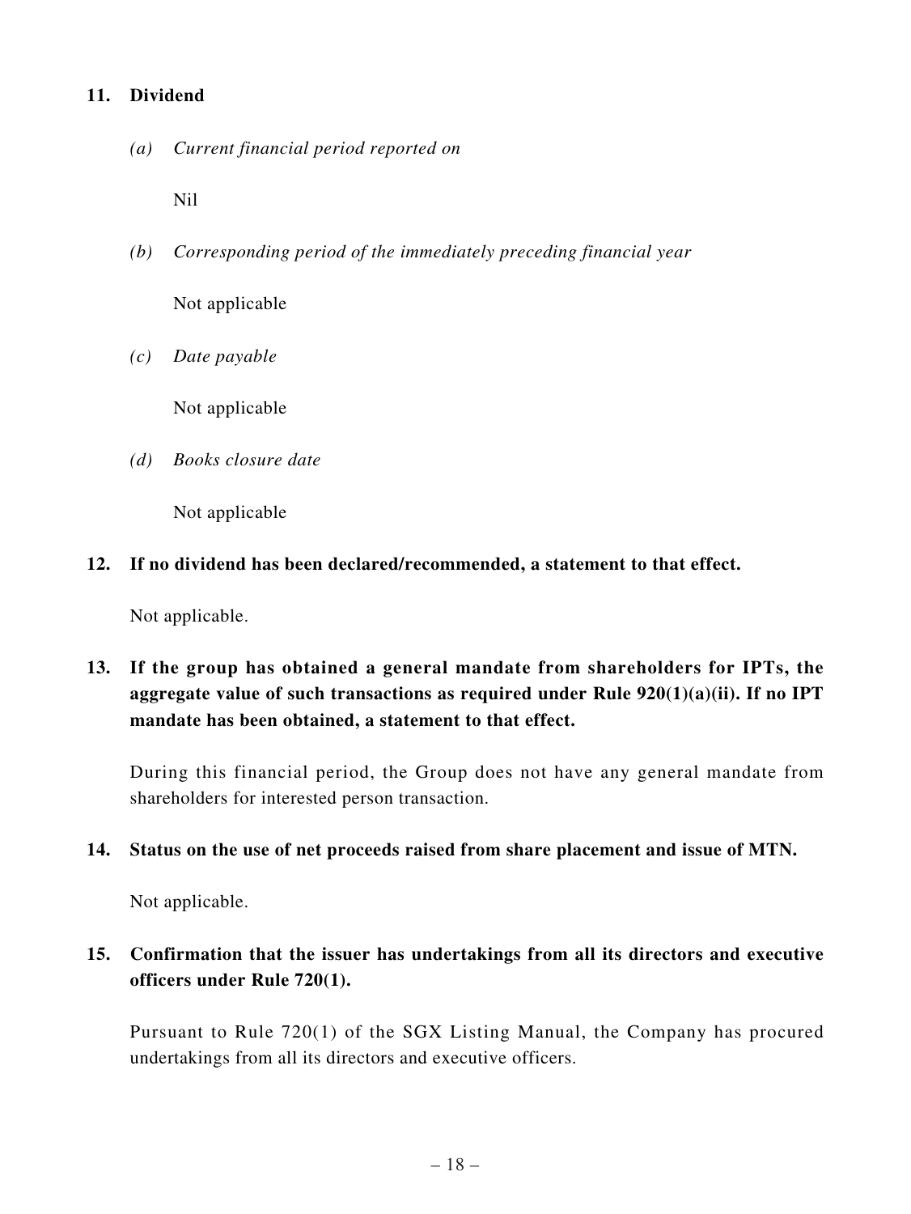## 11. Dividend

*(a) Current financial period reported on*

Nil

*(b) Corresponding period of the immediately preceding financial year*

Not applicable

*(c) Date payable*

Not applicable

*(d) Books closure date*

Not applicable

## 12. If no dividend has been declared/recommended, a statement to that effect.

Not applicable.

## 13. If the group has obtained a general mandate from shareholders for IPTs, the aggregate value of such transactions as required under Rule 920(1)(a)(ii). If no IPT mandate has been obtained, a statement to that effect.

During this financial period, the Group does not have any general mandate from shareholders for interested person transaction.

## 14. Status on the use of net proceeds raised from share placement and issue of MTN.

Not applicable.

## 15. Confirmation that the issuer has undertakings from all its directors and executive officers under Rule 720(1).

Pursuant to Rule 720(1) of the SGX Listing Manual, the Company has procured undertakings from all its directors and executive officers.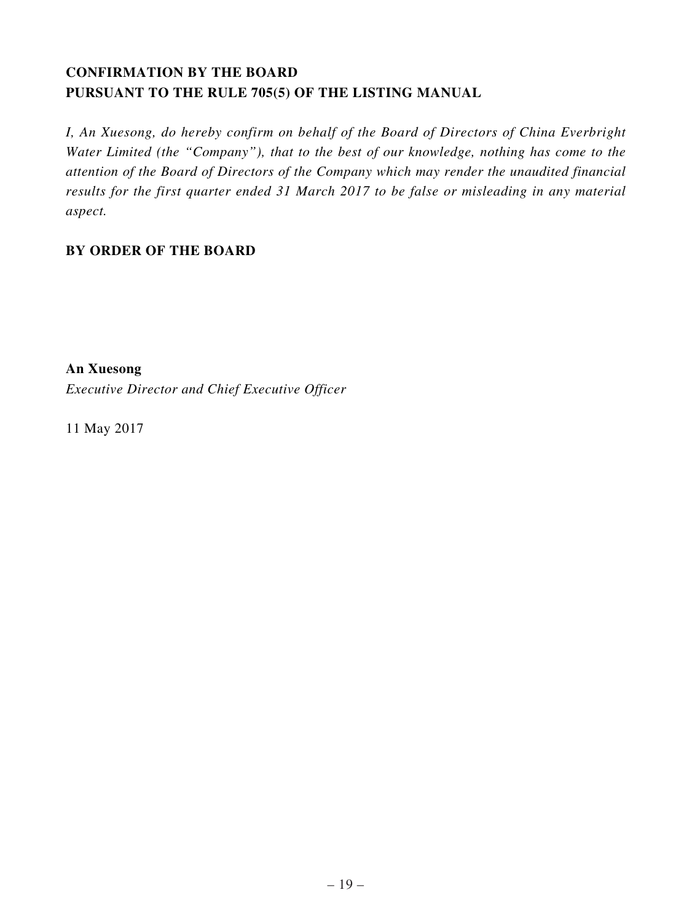**CONFIRMATION BY THE BOARD**
**PURSUANT TO THE RULE 705(5) OF THE LISTING MANUAL**

*I, An Xuesong, do hereby confirm on behalf of the Board of Directors of China Everbright Water Limited (the "Company"), that to the best of our knowledge, nothing has come to the attention of the Board of Directors of the Company which may render the unaudited financial results for the first quarter ended 31 March 2017 to be false or misleading in any material aspect.*

**BY ORDER OF THE BOARD**

**An Xuesong**
*Executive Director and Chief Executive Officer*

11 May 2017